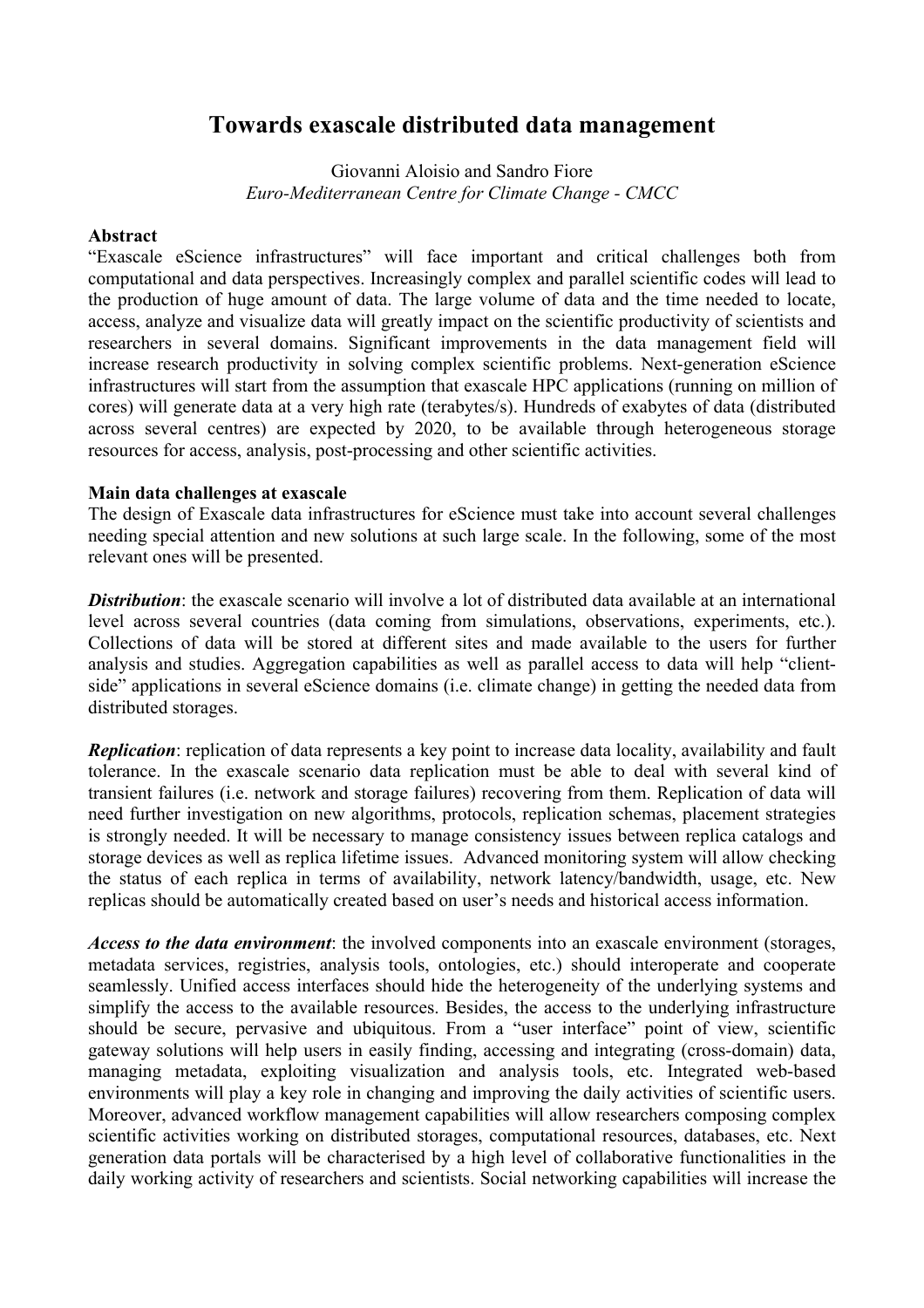# Towards exascale distributed data management

Giovanni Aloisio and Sandro Fiore

*Euro-Mediterranean Centre for Climate Change - CMCC*

**Abstract**

"Exascale eScience infrastructures" will face important and critical challenges both from computational and data perspectives. Increasingly complex and parallel scientific codes will lead to the production of huge amount of data. The large volume of data and the time needed to locate, access, analyze and visualize data will greatly impact on the scientific productivity of scientists and researchers in several domains. Significant improvements in the data management field will increase research productivity in solving complex scientific problems. Next-generation eScience infrastructures will start from the assumption that exascale HPC applications (running on million of cores) will generate data at a very high rate (terabytes/s). Hundreds of exabytes of data (distributed across several centres) are expected by 2020, to be available through heterogeneous storage resources for access, analysis, post-processing and other scientific activities.

**Main data challenges at exascale**

The design of Exascale data infrastructures for eScience must take into account several challenges needing special attention and new solutions at such large scale. In the following, some of the most relevant ones will be presented.

***Distribution***: the exascale scenario will involve a lot of distributed data available at an international level across several countries (data coming from simulations, observations, experiments, etc.). Collections of data will be stored at different sites and made available to the users for further analysis and studies. Aggregation capabilities as well as parallel access to data will help "client-side" applications in several eScience domains (i.e. climate change) in getting the needed data from distributed storages.

***Replication***: replication of data represents a key point to increase data locality, availability and fault tolerance. In the exascale scenario data replication must be able to deal with several kind of transient failures (i.e. network and storage failures) recovering from them. Replication of data will need further investigation on new algorithms, protocols, replication schemas, placement strategies is strongly needed. It will be necessary to manage consistency issues between replica catalogs and storage devices as well as replica lifetime issues. Advanced monitoring system will allow checking the status of each replica in terms of availability, network latency/bandwidth, usage, etc. New replicas should be automatically created based on user's needs and historical access information.

***Access to the data environment***: the involved components into an exascale environment (storages, metadata services, registries, analysis tools, ontologies, etc.) should interoperate and cooperate seamlessly. Unified access interfaces should hide the heterogeneity of the underlying systems and simplify the access to the available resources. Besides, the access to the underlying infrastructure should be secure, pervasive and ubiquitous. From a "user interface" point of view, scientific gateway solutions will help users in easily finding, accessing and integrating (cross-domain) data, managing metadata, exploiting visualization and analysis tools, etc. Integrated web-based environments will play a key role in changing and improving the daily activities of scientific users. Moreover, advanced workflow management capabilities will allow researchers composing complex scientific activities working on distributed storages, computational resources, databases, etc. Next generation data portals will be characterised by a high level of collaborative functionalities in the daily working activity of researchers and scientists. Social networking capabilities will increase the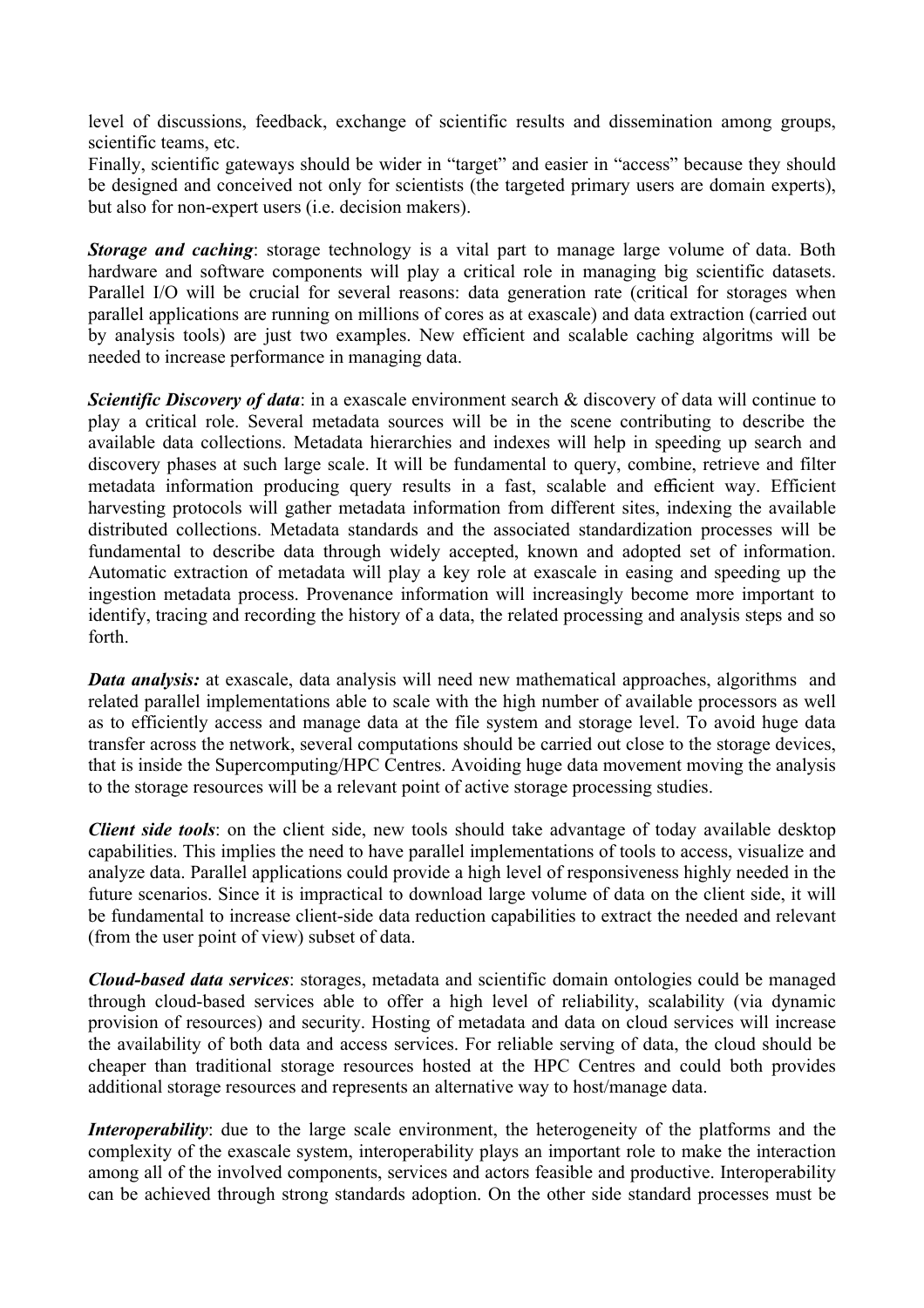level of discussions, feedback, exchange of scientific results and dissemination among groups, scientific teams, etc.
Finally, scientific gateways should be wider in "target" and easier in "access" because they should be designed and conceived not only for scientists (the targeted primary users are domain experts), but also for non-expert users (i.e. decision makers).

***Storage and caching***: storage technology is a vital part to manage large volume of data. Both hardware and software components will play a critical role in managing big scientific datasets. Parallel I/O will be crucial for several reasons: data generation rate (critical for storages when parallel applications are running on millions of cores as at exascale) and data extraction (carried out by analysis tools) are just two examples. New efficient and scalable caching algoritms will be needed to increase performance in managing data.

***Scientific Discovery of data***: in a exascale environment search & discovery of data will continue to play a critical role. Several metadata sources will be in the scene contributing to describe the available data collections. Metadata hierarchies and indexes will help in speeding up search and discovery phases at such large scale. It will be fundamental to query, combine, retrieve and filter metadata information producing query results in a fast, scalable and efficient way. Efficient harvesting protocols will gather metadata information from different sites, indexing the available distributed collections. Metadata standards and the associated standardization processes will be fundamental to describe data through widely accepted, known and adopted set of information. Automatic extraction of metadata will play a key role at exascale in easing and speeding up the ingestion metadata process. Provenance information will increasingly become more important to identify, tracing and recording the history of a data, the related processing and analysis steps and so forth.

***Data analysis:*** at exascale, data analysis will need new mathematical approaches, algorithms and related parallel implementations able to scale with the high number of available processors as well as to efficiently access and manage data at the file system and storage level. To avoid huge data transfer across the network, several computations should be carried out close to the storage devices, that is inside the Supercomputing/HPC Centres. Avoiding huge data movement moving the analysis to the storage resources will be a relevant point of active storage processing studies.

***Client side tools***: on the client side, new tools should take advantage of today available desktop capabilities. This implies the need to have parallel implementations of tools to access, visualize and analyze data. Parallel applications could provide a high level of responsiveness highly needed in the future scenarios. Since it is impractical to download large volume of data on the client side, it will be fundamental to increase client-side data reduction capabilities to extract the needed and relevant (from the user point of view) subset of data.

***Cloud-based data services***: storages, metadata and scientific domain ontologies could be managed through cloud-based services able to offer a high level of reliability, scalability (via dynamic provision of resources) and security. Hosting of metadata and data on cloud services will increase the availability of both data and access services. For reliable serving of data, the cloud should be cheaper than traditional storage resources hosted at the HPC Centres and could both provides additional storage resources and represents an alternative way to host/manage data.

***Interoperability***: due to the large scale environment, the heterogeneity of the platforms and the complexity of the exascale system, interoperability plays an important role to make the interaction among all of the involved components, services and actors feasible and productive. Interoperability can be achieved through strong standards adoption. On the other side standard processes must be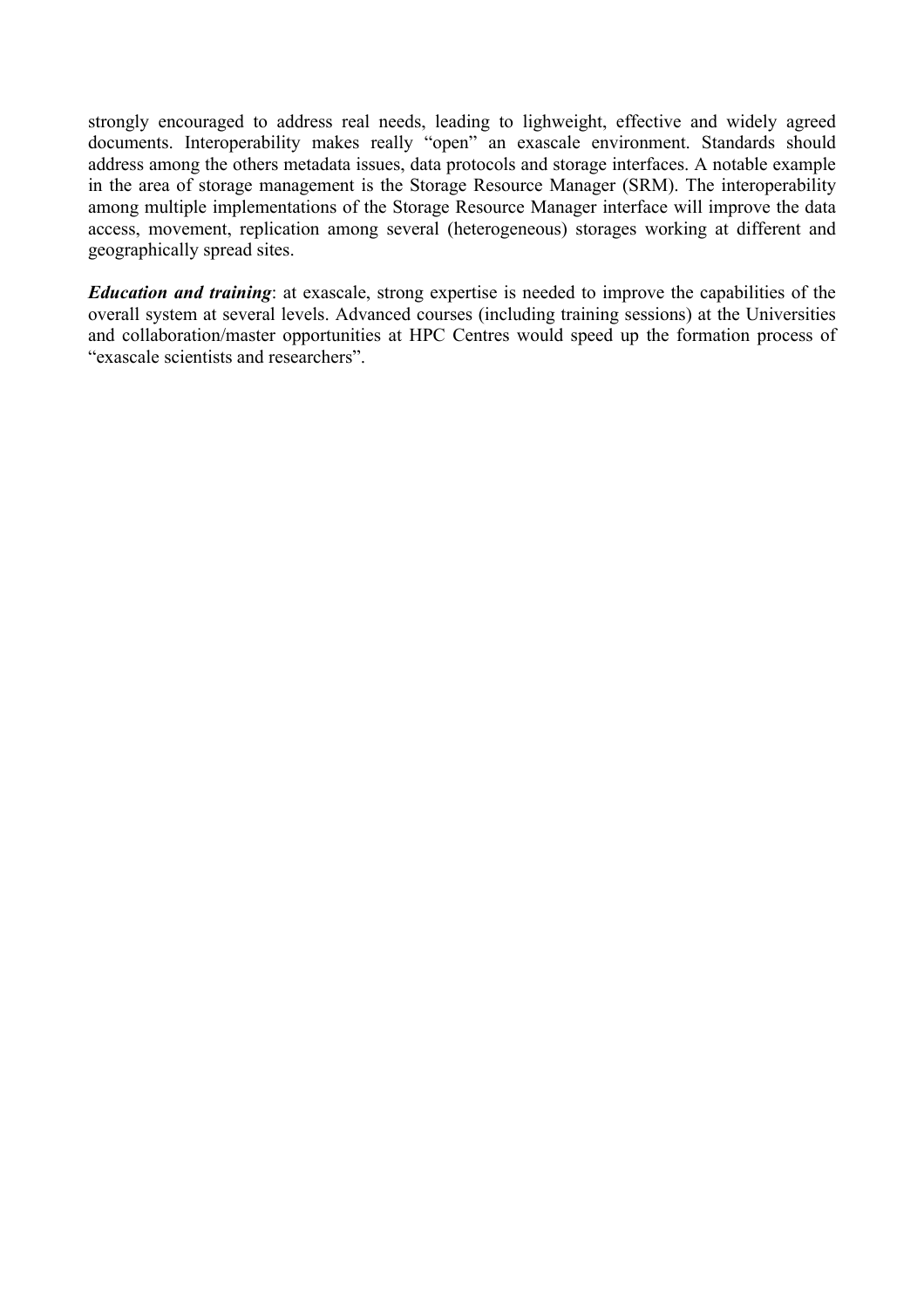strongly encouraged to address real needs, leading to lighweight, effective and widely agreed documents. Interoperability makes really "open" an exascale environment. Standards should address among the others metadata issues, data protocols and storage interfaces. A notable example in the area of storage management is the Storage Resource Manager (SRM). The interoperability among multiple implementations of the Storage Resource Manager interface will improve the data access, movement, replication among several (heterogeneous) storages working at different and geographically spread sites.

***Education and training***: at exascale, strong expertise is needed to improve the capabilities of the overall system at several levels. Advanced courses (including training sessions) at the Universities and collaboration/master opportunities at HPC Centres would speed up the formation process of "exascale scientists and researchers".